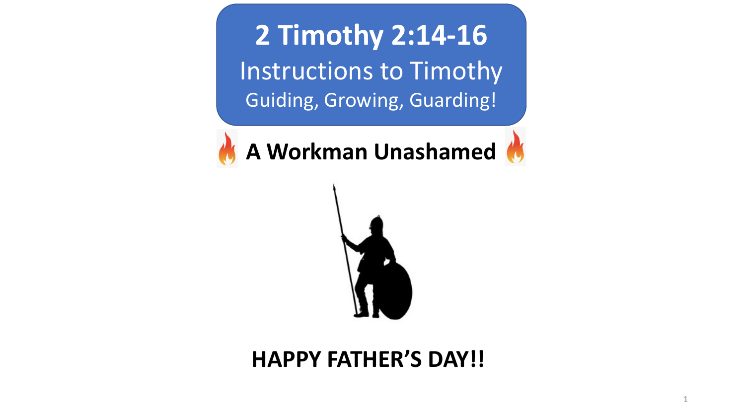# 2 Timothy 2:14-16

## Instructions to Timothy

### Guiding, Growing, Guarding!

## 🔥 A Workman Unashamed 🔥

**HAPPY FATHER'S DAY!!**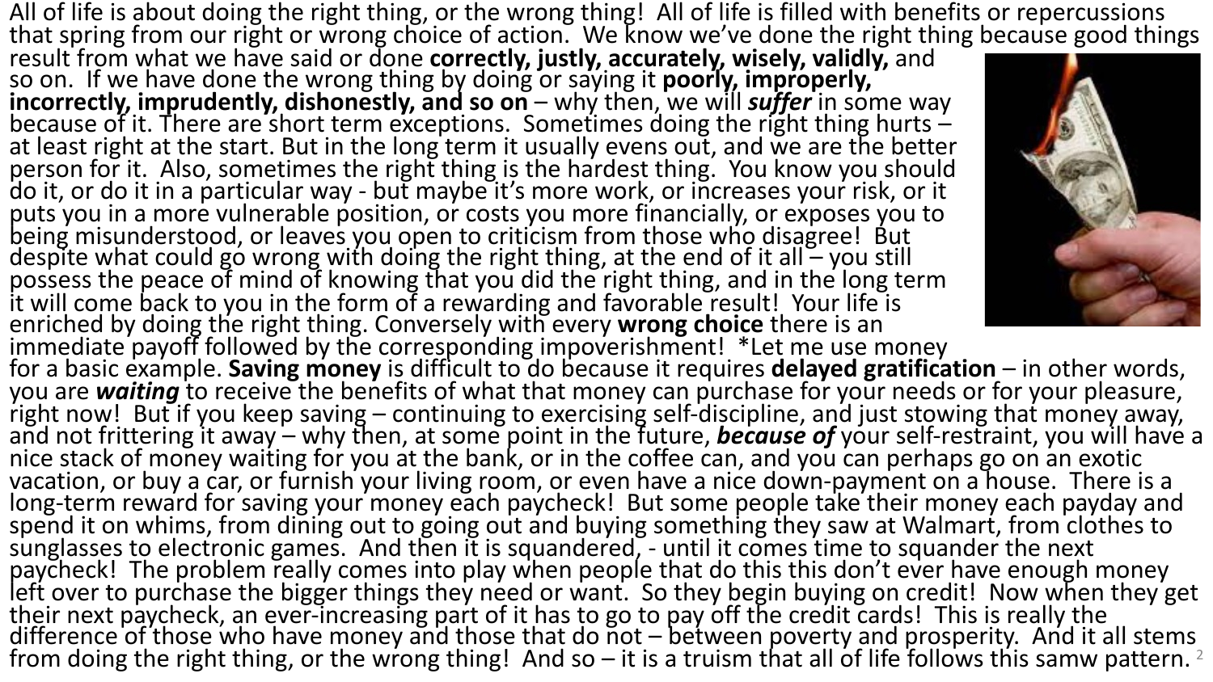All of life is about doing the right thing, or the wrong thing! All of life is filled with benefits or repercussions that spring from our right or wrong choice of action. We know we've done the right thing because good things result from what we have said or done **correctly, justly, accurately, wisely, validly,** and so on. If we have done the wrong thing by doing or saying it **poorly, improperly, incorrectly, imprudently, dishonestly, and so on** – why then, we will ***suffer*** in some way because of it. There are short term exceptions. Sometimes doing the right thing hurts – at least right at the start. But in the long term it usually evens out, and we are the better person for it. Also, sometimes the right thing is the hardest thing. You know you should do it, or do it in a particular way - but maybe it's more work, or increases your risk, or it puts you in a more vulnerable position, or costs you more financially, or exposes you to being misunderstood, or leaves you open to criticism from those who disagree! But despite what could go wrong with doing the right thing, at the end of it all – you still possess the peace of mind of knowing that you did the right thing, and in the long term it will come back to you in the form of a rewarding and favorable result! Your life is enriched by doing the right thing. Conversely with every **wrong choice** there is an immediate payoff followed by the corresponding impoverishment! *Let me use money for a basic example. **Saving money** is difficult to do because it requires **delayed gratification** – in other words, you are ***waiting*** to receive the benefits of what that money can purchase for your needs or for your pleasure, right now! But if you keep saving – continuing to exercising self-discipline, and just stowing that money away, and not frittering it away – why then, at some point in the future, ***because of*** your self-restraint, you will have a nice stack of money waiting for you at the bank, or in the coffee can, and you can perhaps go on an exotic vacation, or buy a car, or furnish your living room, or even have a nice down-payment on a house. There is a long-term reward for saving your money each paycheck! But some people take their money each payday and spend it on whims, from dining out to going out and buying something they saw at Walmart, from clothes to sunglasses to electronic games. And then it is squandered, - until it comes time to squander the next paycheck! The problem really comes into play when people that do this this don't ever have enough money left over to purchase the bigger things they need or want. So they begin buying on credit! Now when they get their next paycheck, an ever-increasing part of it has to go to pay off the credit cards! This is really the difference of those who have money and those that do not – between poverty and prosperity. And it all stems from doing the right thing, or the wrong thing! And so – it is a truism that all of life follows this samw pattern.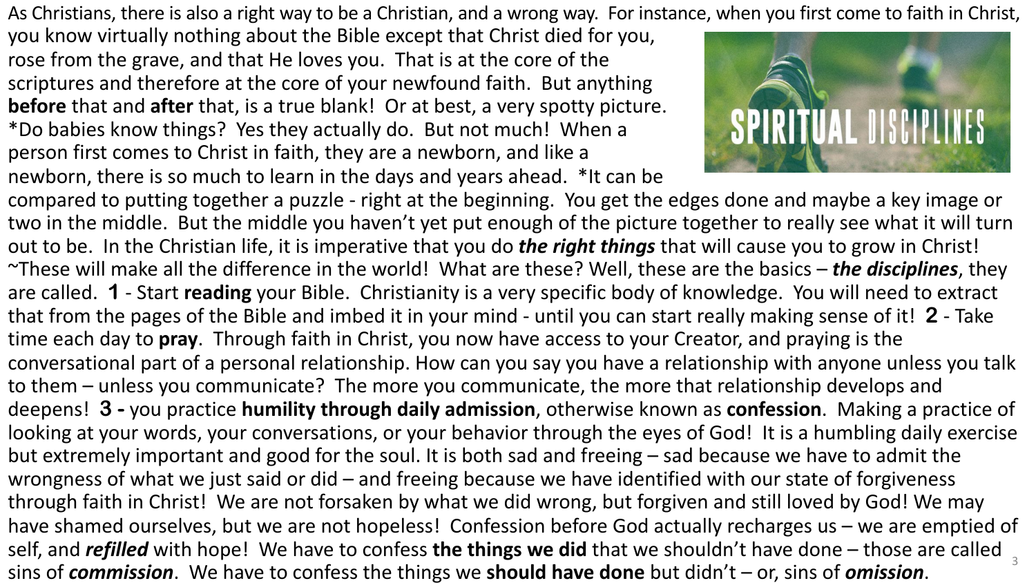As Christians, there is also a right way to be a Christian, and a wrong way. For instance, when you first come to faith in Christ, you know virtually nothing about the Bible except that Christ died for you, rose from the grave, and that He loves you. That is at the core of the scriptures and therefore at the core of your newfound faith. But anything **before** that and **after** that, is a true blank! Or at best, a very spotty picture. *Do babies know things? Yes they actually do. But not much! When a person first comes to Christ in faith, they are a newborn, and like a newborn, there is so much to learn in the days and years ahead. *It can be compared to putting together a puzzle - right at the beginning. You get the edges done and maybe a key image or two in the middle. But the middle you haven't yet put enough of the picture together to really see what it will turn out to be. In the Christian life, it is imperative that you do ***the right things*** that will cause you to grow in Christ! ~These will make all the difference in the world! What are these? Well, these are the basics – ***the disciplines***, they are called. **1** - Start **reading** your Bible. Christianity is a very specific body of knowledge. You will need to extract that from the pages of the Bible and imbed it in your mind - until you can start really making sense of it! **2** - Take time each day to **pray**. Through faith in Christ, you now have access to your Creator, and praying is the conversational part of a personal relationship. How can you say you have a relationship with anyone unless you talk to them – unless you communicate? The more you communicate, the more that relationship develops and deepens! **3 -** you practice **humility through daily admission**, otherwise known as **confession**. Making a practice of looking at your words, your conversations, or your behavior through the eyes of God! It is a humbling daily exercise but extremely important and good for the soul. It is both sad and freeing – sad because we have to admit the wrongness of what we just said or did – and freeing because we have identified with our state of forgiveness through faith in Christ! We are not forsaken by what we did wrong, but forgiven and still loved by God! We may have shamed ourselves, but we are not hopeless! Confession before God actually recharges us – we are emptied of self, and ***refilled*** with hope! We have to confess **the things we did** that we shouldn't have done – those are called sins of ***commission***. We have to confess the things we **should have done** but didn't – or, sins of ***omission***.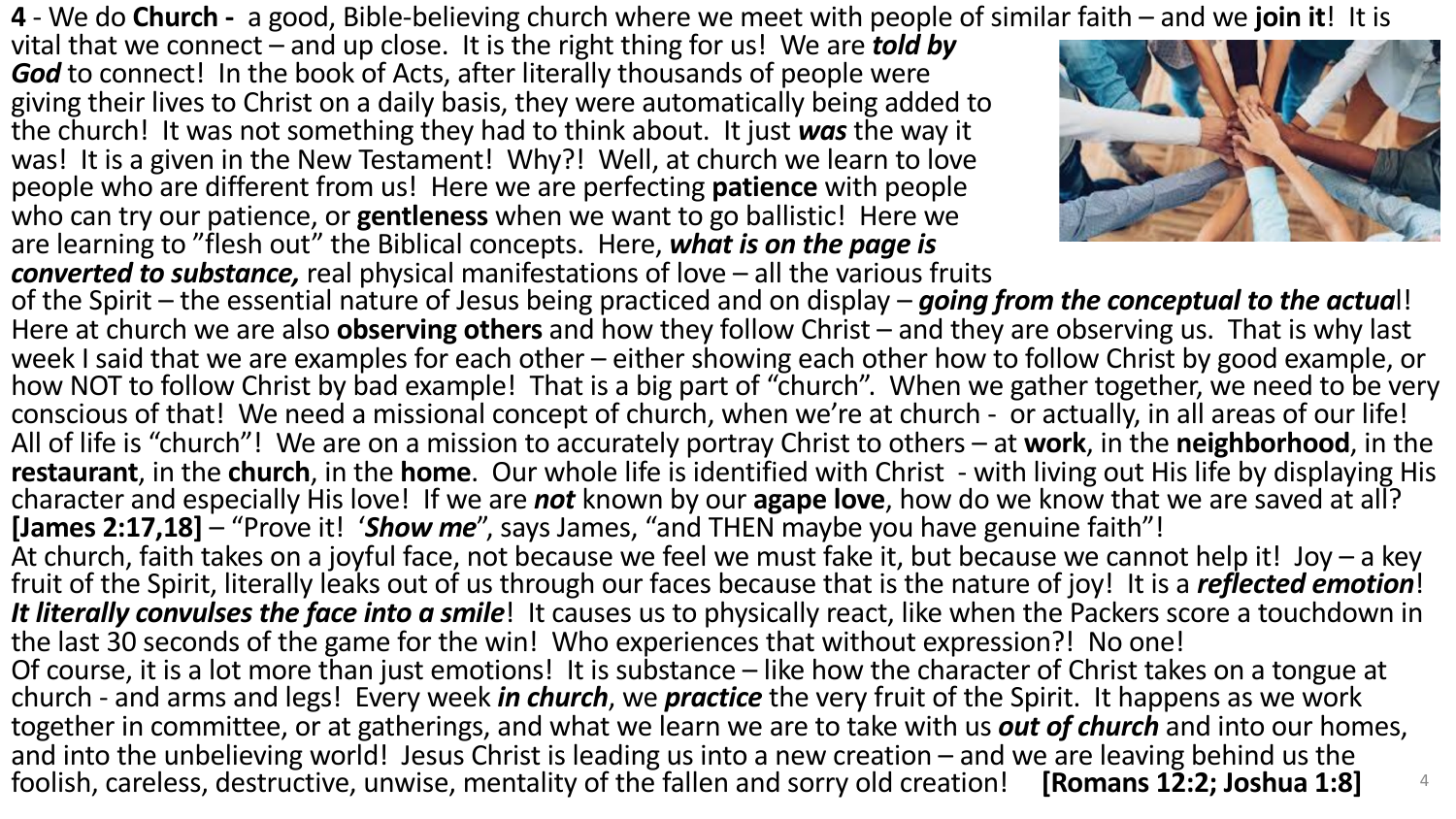**4** - We do **Church -** a good, Bible-believing church where we meet with people of similar faith – and we **join it**! It is vital that we connect – and up close. It is the right thing for us! We are ***told by God*** to connect! In the book of Acts, after literally thousands of people were giving their lives to Christ on a daily basis, they were automatically being added to the church! It was not something they had to think about. It just ***was*** the way it was! It is a given in the New Testament! Why?! Well, at church we learn to love people who are different from us! Here we are perfecting **patience** with people who can try our patience, or **gentleness** when we want to go ballistic! Here we are learning to "flesh out" the Biblical concepts. Here, ***what is on the page is converted to substance,*** real physical manifestations of love – all the various fruits of the Spirit – the essential nature of Jesus being practiced and on display – ***going from the conceptual to the actua***l! Here at church we are also **observing others** and how they follow Christ – and they are observing us. That is why last week I said that we are examples for each other – either showing each other how to follow Christ by good example, or how NOT to follow Christ by bad example! That is a big part of "church". When we gather together, we need to be very conscious of that! We need a missional concept of church, when we're at church - or actually, in all areas of our life! All of life is "church"! We are on a mission to accurately portray Christ to others – at **work**, in the **neighborhood**, in the **restaurant**, in the **church**, in the **home**. Our whole life is identified with Christ - with living out His life by displaying His character and especially His love! If we are ***not*** known by our **agape love**, how do we know that we are saved at all? **[James 2:17,18]** – "Prove it! '***Show me***", says James, "and THEN maybe you have genuine faith"!

At church, faith takes on a joyful face, not because we feel we must fake it, but because we cannot help it! Joy – a key fruit of the Spirit, literally leaks out of us through our faces because that is the nature of joy! It is a ***reflected emotion***! ***It literally convulses the face into a smile***! It causes us to physically react, like when the Packers score a touchdown in the last 30 seconds of the game for the win! Who experiences that without expression?! No one!

Of course, it is a lot more than just emotions! It is substance – like how the character of Christ takes on a tongue at church - and arms and legs! Every week ***in church***, we ***practice*** the very fruit of the Spirit. It happens as we work together in committee, or at gatherings, and what we learn we are to take with us ***out of church*** and into our homes, and into the unbelieving world! Jesus Christ is leading us into a new creation – and we are leaving behind us the foolish, careless, destructive, unwise, mentality of the fallen and sorry old creation! **[Romans 12:2; Joshua 1:8]**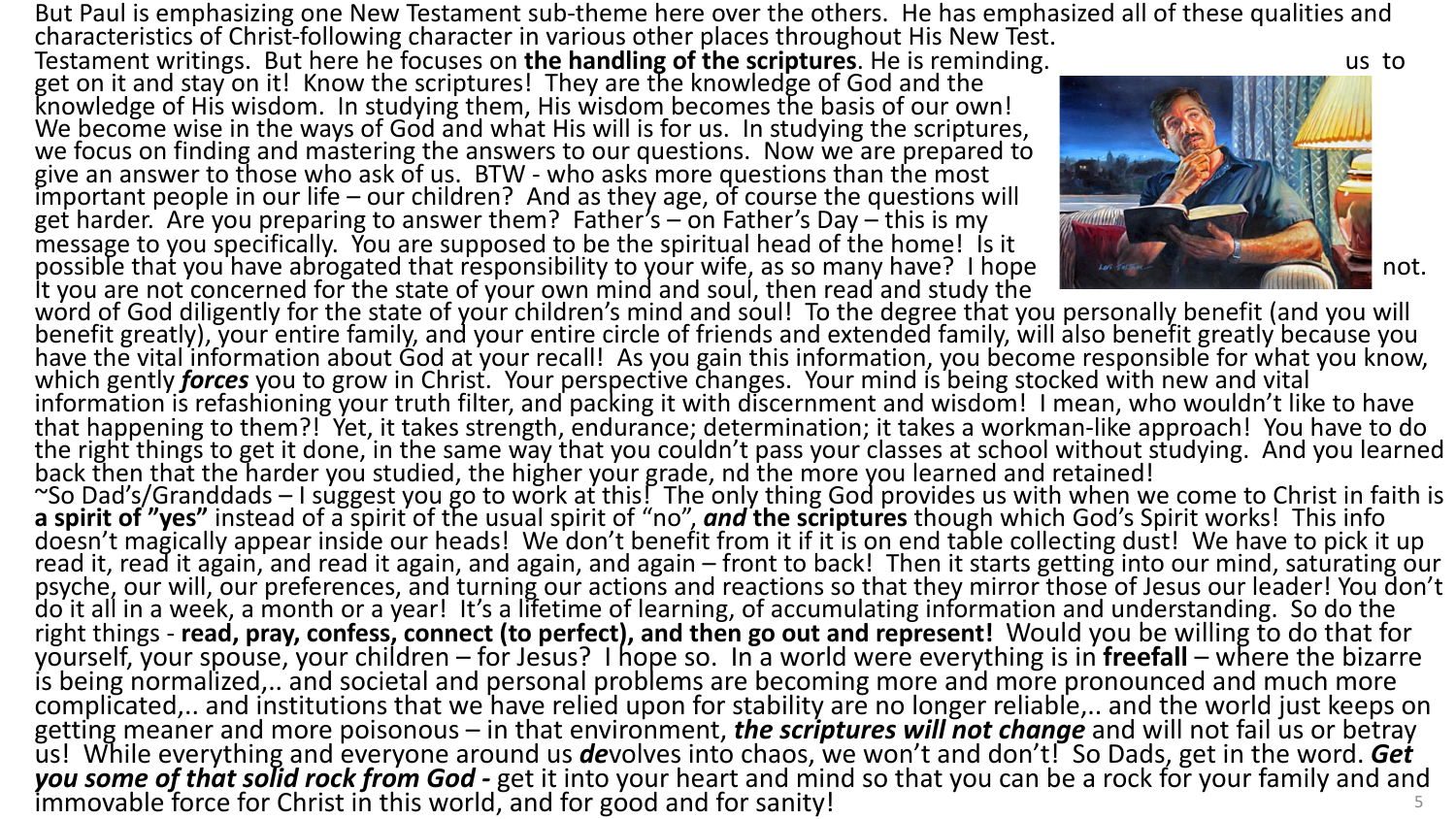But Paul is emphasizing one New Testament sub-theme here over the others. He has emphasized all of these qualities and characteristics of Christ-following character in various other places throughout His New Test. Testament writings. But here he focuses on **the handling of the scriptures**. He is reminding. us to get on it and stay on it! Know the scriptures! They are the knowledge of God and the knowledge of His wisdom. In studying them, His wisdom becomes the basis of our own! We become wise in the ways of God and what His will is for us. In studying the scriptures, we focus on finding and mastering the answers to our questions. Now we are prepared to give an answer to those who ask of us. BTW - who asks more questions than the most important people in our life – our children? And as they age, of course the questions will get harder. Are you preparing to answer them? Father's – on Father's Day – this is my message to you specifically. You are supposed to be the spiritual head of the home! Is it possible that you have abrogated that responsibility to your wife, as so many have? I hope not. It you are not concerned for the state of your own mind and soul, then read and study the word of God diligently for the state of your children's mind and soul! To the degree that you personally benefit (and you will benefit greatly), your entire family, and your entire circle of friends and extended family, will also benefit greatly because you have the vital information about God at your recall! As you gain this information, you become responsible for what you know, which gently ***forces*** you to grow in Christ. Your perspective changes. Your mind is being stocked with new and vital information is refashioning your truth filter, and packing it with discernment and wisdom! I mean, who wouldn't like to have that happening to them?! Yet, it takes strength, endurance; determination; it takes a workman-like approach! You have to do the right things to get it done, in the same way that you couldn't pass your classes at school without studying. And you learned back then that the harder you studied, the higher your grade, nd the more you learned and retained!

~So Dad's/Granddads – I suggest you go to work at this! The only thing God provides us with when we come to Christ in faith is **a spirit of "yes"** instead of a spirit of the usual spirit of "no", ***and*** **the scriptures** though which God's Spirit works! This info doesn't magically appear inside our heads! We don't benefit from it if it is on end table collecting dust! We have to pick it up read it, read it again, and read it again, and again, and again – front to back! Then it starts getting into our mind, saturating our psyche, our will, our preferences, and turning our actions and reactions so that they mirror those of Jesus our leader! You don't do it all in a week, a month or a year! It's a lifetime of learning, of accumulating information and understanding. So do the right things - **read, pray, confess, connect (to perfect), and then go out and represent!** Would you be willing to do that for yourself, your spouse, your children – for Jesus? I hope so. In a world were everything is in **freefall** – where the bizarre is being normalized,.. and societal and personal problems are becoming more and more pronounced and much more complicated,.. and institutions that we have relied upon for stability are no longer reliable,.. and the world just keeps on getting meaner and more poisonous – in that environment, ***the scriptures will not change*** and will not fail us or betray us! While everything and everyone around us ***de***volves into chaos, we won't and don't! So Dads, get in the word. ***Get you some of that solid rock from God -*** get it into your heart and mind so that you can be a rock for your family and and immovable force for Christ in this world, and for good and for sanity!